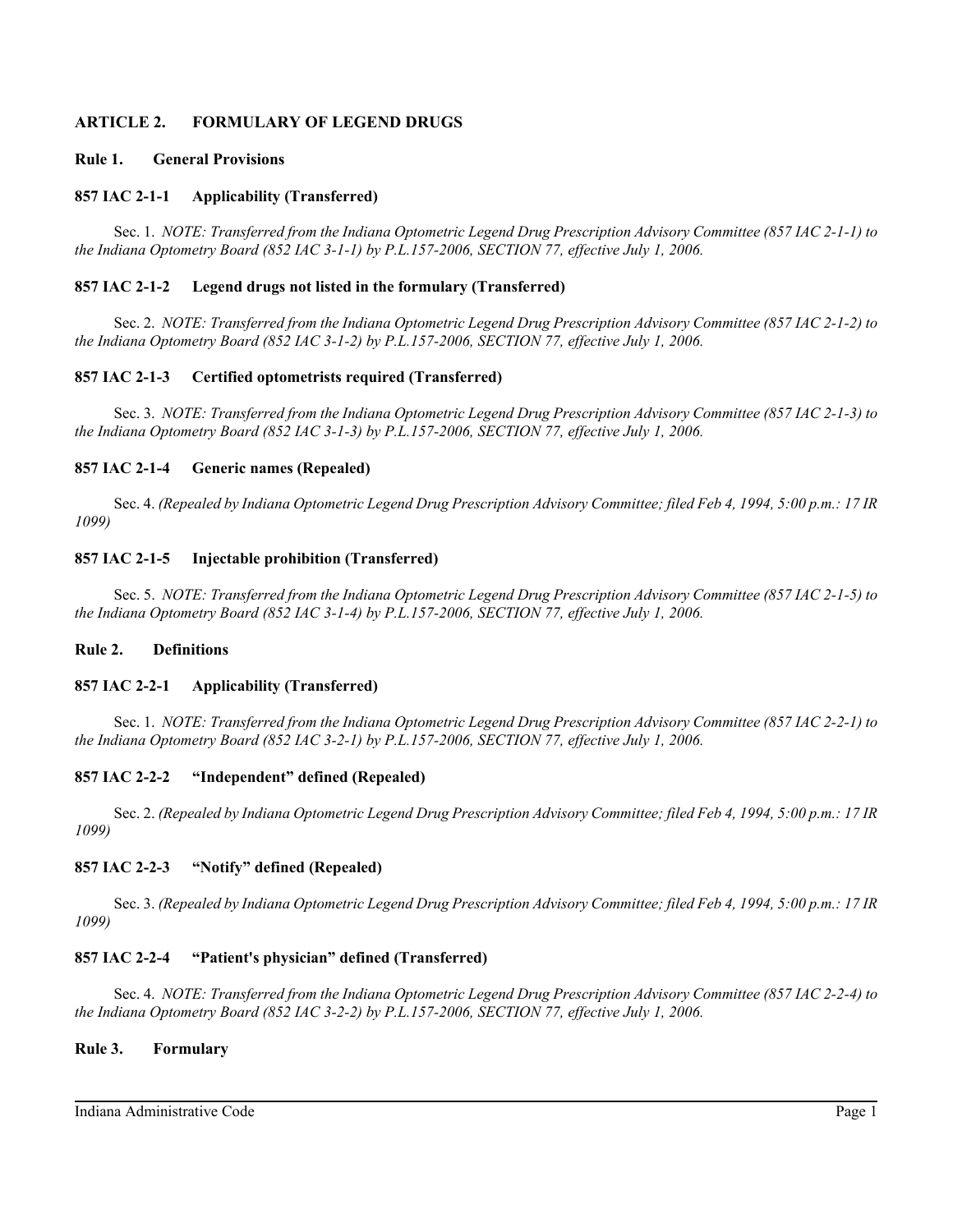## ARTICLE 2. FORMULARY OF LEGEND DRUGS

### Rule 1. General Provisions

#### 857 IAC 2-1-1 Applicability (Transferred)

Sec. 1. *NOTE: Transferred from the Indiana Optometric Legend Drug Prescription Advisory Committee (857 IAC 2-1-1) to the Indiana Optometry Board (852 IAC 3-1-1) by P.L.157-2006, SECTION 77, effective July 1, 2006.*

#### 857 IAC 2-1-2 Legend drugs not listed in the formulary (Transferred)

Sec. 2. *NOTE: Transferred from the Indiana Optometric Legend Drug Prescription Advisory Committee (857 IAC 2-1-2) to the Indiana Optometry Board (852 IAC 3-1-2) by P.L.157-2006, SECTION 77, effective July 1, 2006.*

#### 857 IAC 2-1-3 Certified optometrists required (Transferred)

Sec. 3. *NOTE: Transferred from the Indiana Optometric Legend Drug Prescription Advisory Committee (857 IAC 2-1-3) to the Indiana Optometry Board (852 IAC 3-1-3) by P.L.157-2006, SECTION 77, effective July 1, 2006.*

#### 857 IAC 2-1-4 Generic names (Repealed)

Sec. 4. *(Repealed by Indiana Optometric Legend Drug Prescription Advisory Committee; filed Feb 4, 1994, 5:00 p.m.: 17 IR 1099)*

#### 857 IAC 2-1-5 Injectable prohibition (Transferred)

Sec. 5. *NOTE: Transferred from the Indiana Optometric Legend Drug Prescription Advisory Committee (857 IAC 2-1-5) to the Indiana Optometry Board (852 IAC 3-1-4) by P.L.157-2006, SECTION 77, effective July 1, 2006.*

### Rule 2. Definitions

#### 857 IAC 2-2-1 Applicability (Transferred)

Sec. 1. *NOTE: Transferred from the Indiana Optometric Legend Drug Prescription Advisory Committee (857 IAC 2-2-1) to the Indiana Optometry Board (852 IAC 3-2-1) by P.L.157-2006, SECTION 77, effective July 1, 2006.*

#### 857 IAC 2-2-2 "Independent" defined (Repealed)

Sec. 2. *(Repealed by Indiana Optometric Legend Drug Prescription Advisory Committee; filed Feb 4, 1994, 5:00 p.m.: 17 IR 1099)*

#### 857 IAC 2-2-3 "Notify" defined (Repealed)

Sec. 3. *(Repealed by Indiana Optometric Legend Drug Prescription Advisory Committee; filed Feb 4, 1994, 5:00 p.m.: 17 IR 1099)*

#### 857 IAC 2-2-4 "Patient's physician" defined (Transferred)

Sec. 4. *NOTE: Transferred from the Indiana Optometric Legend Drug Prescription Advisory Committee (857 IAC 2-2-4) to the Indiana Optometry Board (852 IAC 3-2-2) by P.L.157-2006, SECTION 77, effective July 1, 2006.*

### Rule 3. Formulary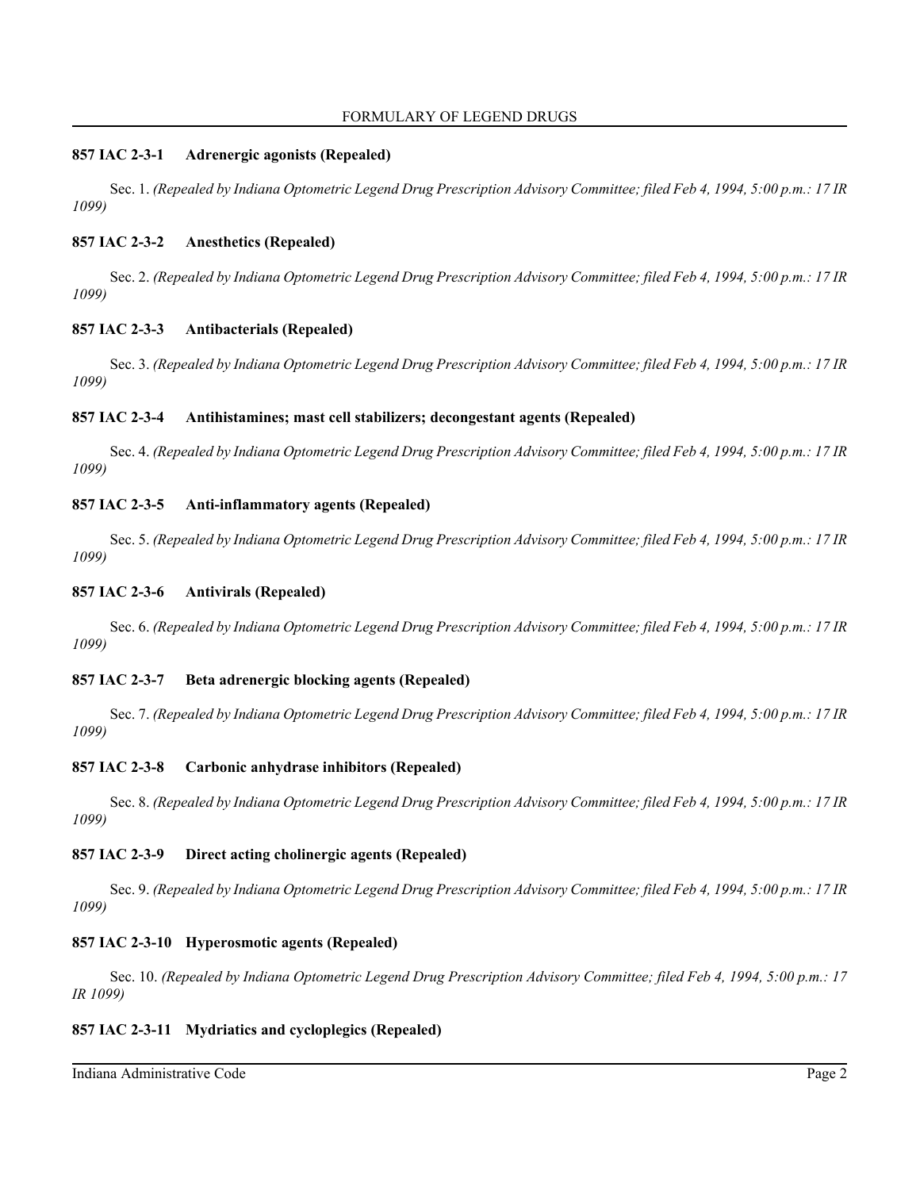**857 IAC 2-3-1 Adrenergic agonists (Repealed)**

Sec. 1. *(Repealed by Indiana Optometric Legend Drug Prescription Advisory Committee; filed Feb 4, 1994, 5:00 p.m.: 17 IR 1099)*

**857 IAC 2-3-2 Anesthetics (Repealed)**

Sec. 2. *(Repealed by Indiana Optometric Legend Drug Prescription Advisory Committee; filed Feb 4, 1994, 5:00 p.m.: 17 IR 1099)*

**857 IAC 2-3-3 Antibacterials (Repealed)**

Sec. 3. *(Repealed by Indiana Optometric Legend Drug Prescription Advisory Committee; filed Feb 4, 1994, 5:00 p.m.: 17 IR 1099)*

**857 IAC 2-3-4 Antihistamines; mast cell stabilizers; decongestant agents (Repealed)**

Sec. 4. *(Repealed by Indiana Optometric Legend Drug Prescription Advisory Committee; filed Feb 4, 1994, 5:00 p.m.: 17 IR 1099)*

**857 IAC 2-3-5 Anti-inflammatory agents (Repealed)**

Sec. 5. *(Repealed by Indiana Optometric Legend Drug Prescription Advisory Committee; filed Feb 4, 1994, 5:00 p.m.: 17 IR 1099)*

**857 IAC 2-3-6 Antivirals (Repealed)**

Sec. 6. *(Repealed by Indiana Optometric Legend Drug Prescription Advisory Committee; filed Feb 4, 1994, 5:00 p.m.: 17 IR 1099)*

**857 IAC 2-3-7 Beta adrenergic blocking agents (Repealed)**

Sec. 7. *(Repealed by Indiana Optometric Legend Drug Prescription Advisory Committee; filed Feb 4, 1994, 5:00 p.m.: 17 IR 1099)*

**857 IAC 2-3-8 Carbonic anhydrase inhibitors (Repealed)**

Sec. 8. *(Repealed by Indiana Optometric Legend Drug Prescription Advisory Committee; filed Feb 4, 1994, 5:00 p.m.: 17 IR 1099)*

**857 IAC 2-3-9 Direct acting cholinergic agents (Repealed)**

Sec. 9. *(Repealed by Indiana Optometric Legend Drug Prescription Advisory Committee; filed Feb 4, 1994, 5:00 p.m.: 17 IR 1099)*

**857 IAC 2-3-10 Hyperosmotic agents (Repealed)**

Sec. 10. *(Repealed by Indiana Optometric Legend Drug Prescription Advisory Committee; filed Feb 4, 1994, 5:00 p.m.: 17 IR 1099)*

**857 IAC 2-3-11 Mydriatics and cycloplegics (Repealed)**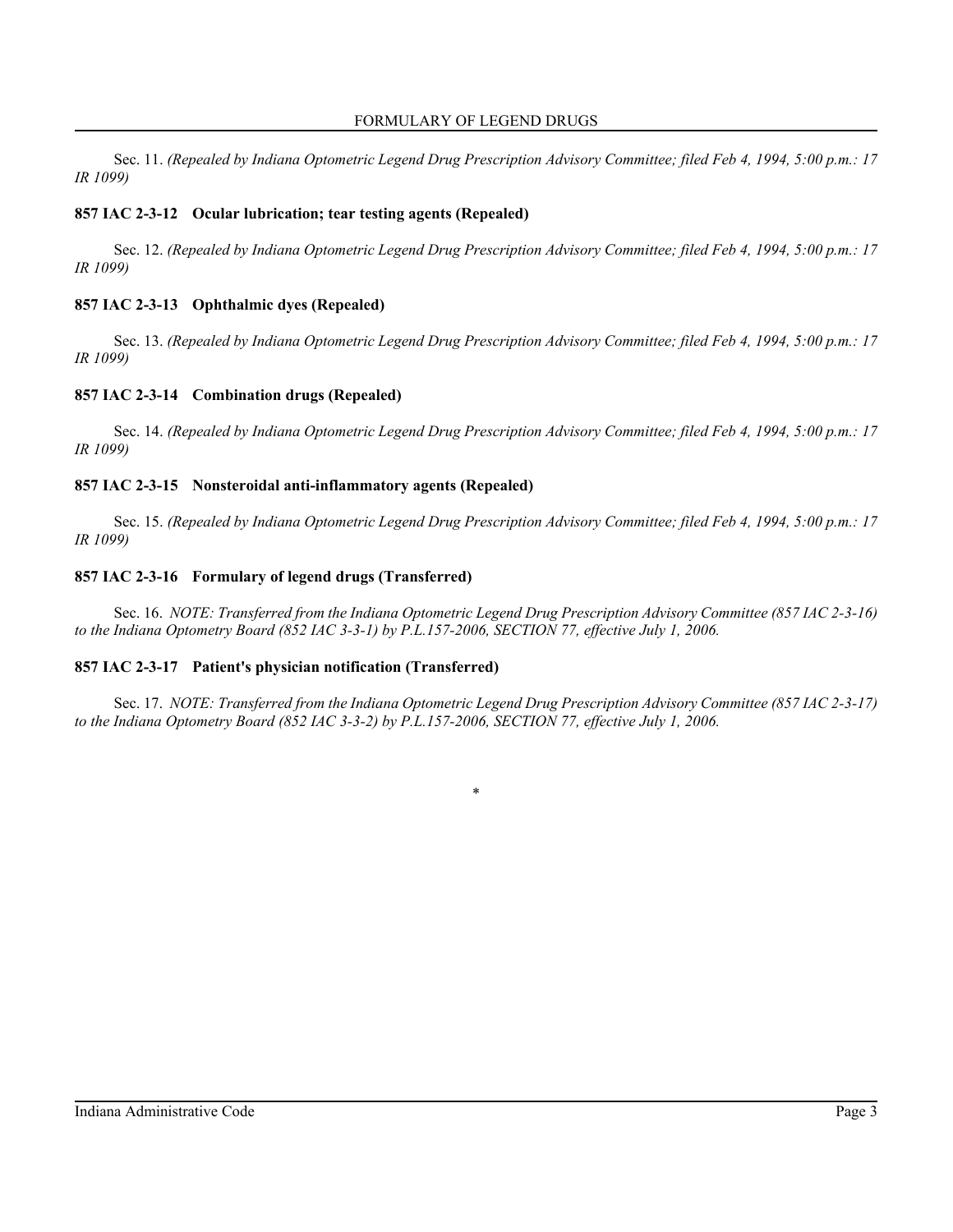Sec. 11. *(Repealed by Indiana Optometric Legend Drug Prescription Advisory Committee; filed Feb 4, 1994, 5:00 p.m.: 17 IR 1099)*

### 857 IAC 2-3-12 Ocular lubrication; tear testing agents (Repealed)

Sec. 12. *(Repealed by Indiana Optometric Legend Drug Prescription Advisory Committee; filed Feb 4, 1994, 5:00 p.m.: 17 IR 1099)*

### 857 IAC 2-3-13 Ophthalmic dyes (Repealed)

Sec. 13. *(Repealed by Indiana Optometric Legend Drug Prescription Advisory Committee; filed Feb 4, 1994, 5:00 p.m.: 17 IR 1099)*

### 857 IAC 2-3-14 Combination drugs (Repealed)

Sec. 14. *(Repealed by Indiana Optometric Legend Drug Prescription Advisory Committee; filed Feb 4, 1994, 5:00 p.m.: 17 IR 1099)*

### 857 IAC 2-3-15 Nonsteroidal anti-inflammatory agents (Repealed)

Sec. 15. *(Repealed by Indiana Optometric Legend Drug Prescription Advisory Committee; filed Feb 4, 1994, 5:00 p.m.: 17 IR 1099)*

### 857 IAC 2-3-16 Formulary of legend drugs (Transferred)

Sec. 16. *NOTE: Transferred from the Indiana Optometric Legend Drug Prescription Advisory Committee (857 IAC 2-3-16) to the Indiana Optometry Board (852 IAC 3-3-1) by P.L.157-2006, SECTION 77, effective July 1, 2006.*

### 857 IAC 2-3-17 Patient's physician notification (Transferred)

Sec. 17. *NOTE: Transferred from the Indiana Optometric Legend Drug Prescription Advisory Committee (857 IAC 2-3-17) to the Indiana Optometry Board (852 IAC 3-3-2) by P.L.157-2006, SECTION 77, effective July 1, 2006.*

*